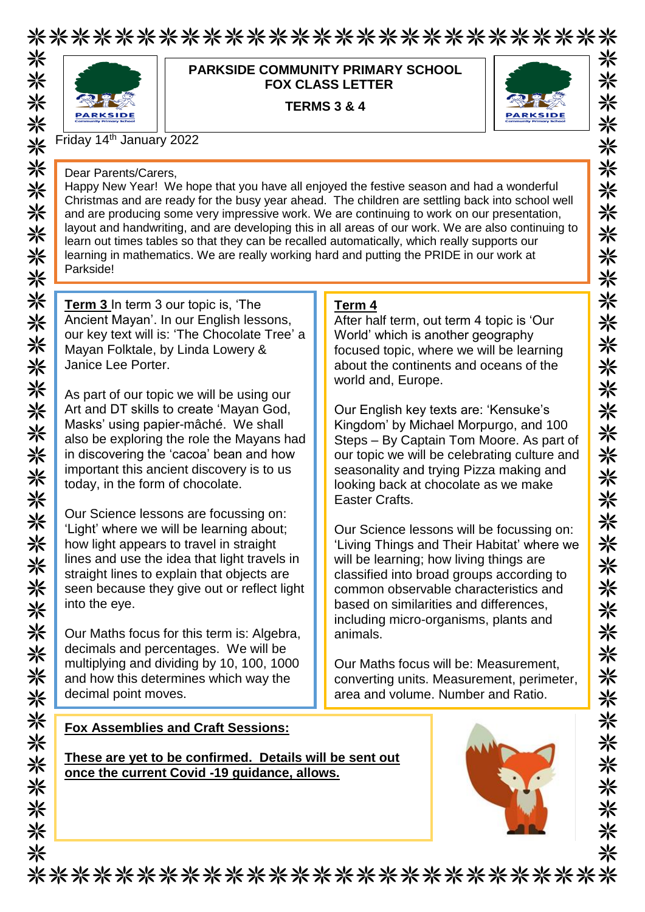**PARKSIDE COMMUNITY PRIMARY SCHOOL**
**FOX CLASS LETTER**

**TERMS 3 & 4**

Friday 14th January 2022

Dear Parents/Carers,
Happy New Year! We hope that you have all enjoyed the festive season and had a wonderful Christmas and are ready for the busy year ahead. The children are settling back into school well and are producing some very impressive work. We are continuing to work on our presentation, layout and handwriting, and are developing this in all areas of our work. We are also continuing to learn out times tables so that they can be recalled automatically, which really supports our learning in mathematics. We are really working hard and putting the PRIDE in our work at Parkside!

**Term 3** In term 3 our topic is, 'The Ancient Mayan'. In our English lessons, our key text will is: 'The Chocolate Tree' a Mayan Folktale, by Linda Lowery & Janice Lee Porter.

As part of our topic we will be using our Art and DT skills to create 'Mayan God, Masks' using papier-mâché. We shall also be exploring the role the Mayans had in discovering the 'cacoa' bean and how important this ancient discovery is to us today, in the form of chocolate.

Our Science lessons are focussing on: 'Light' where we will be learning about; how light appears to travel in straight lines and use the idea that light travels in straight lines to explain that objects are seen because they give out or reflect light into the eye.

Our Maths focus for this term is: Algebra, decimals and percentages. We will be multiplying and dividing by 10, 100, 1000 and how this determines which way the decimal point moves.

**Term 4**
After half term, out term 4 topic is 'Our World' which is another geography focused topic, where we will be learning about the continents and oceans of the world and, Europe.

Our English key texts are: 'Kensuke's Kingdom' by Michael Morpurgo, and 100 Steps – By Captain Tom Moore. As part of our topic we will be celebrating culture and seasonality and trying Pizza making and looking back at chocolate as we make Easter Crafts.

Our Science lessons will be focussing on: 'Living Things and Their Habitat' where we will be learning; how living things are classified into broad groups according to common observable characteristics and based on similarities and differences, including micro-organisms, plants and animals.

Our Maths focus will be: Measurement, converting units. Measurement, perimeter, area and volume. Number and Ratio.

**Fox Assemblies and Craft Sessions:**

**These are yet to be confirmed. Details will be sent out once the current Covid -19 guidance, allows.**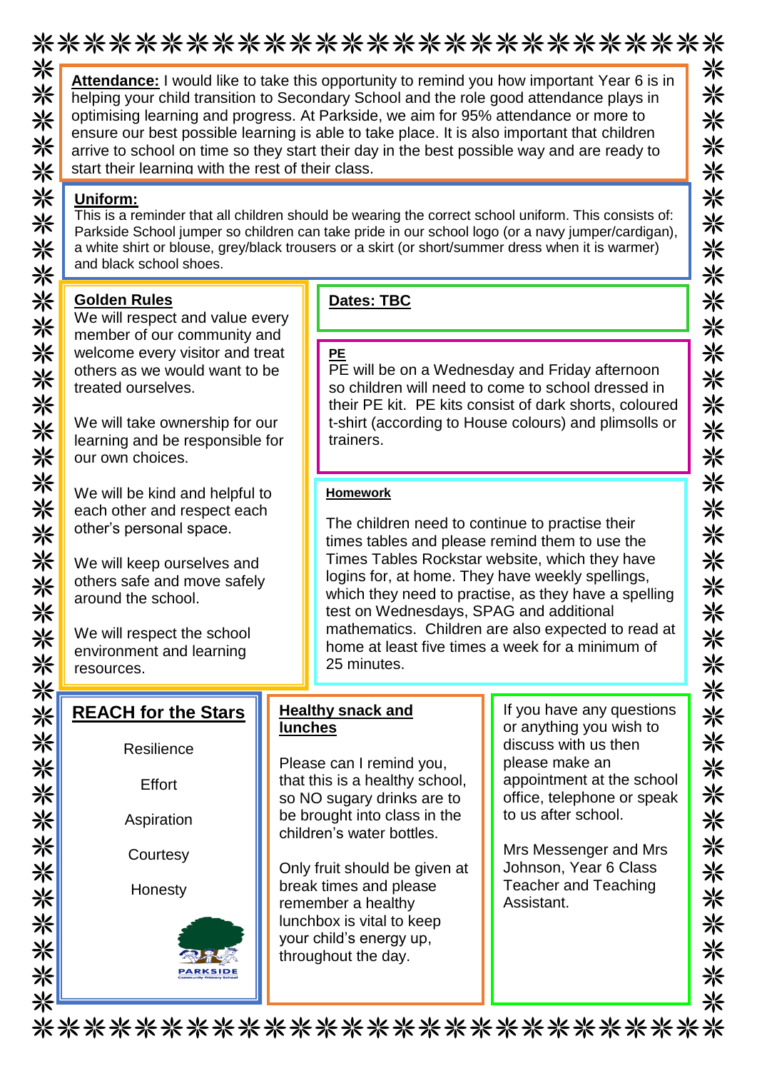**Attendance:** I would like to take this opportunity to remind you how important Year 6 is in helping your child transition to Secondary School and the role good attendance plays in optimising learning and progress. At Parkside, we aim for 95% attendance or more to ensure our best possible learning is able to take place. It is also important that children arrive to school on time so they start their day in the best possible way and are ready to start their learning with the rest of their class.

## Uniform:

This is a reminder that all children should be wearing the correct school uniform. This consists of: Parkside School jumper so children can take pride in our school logo (or a navy jumper/cardigan), a white shirt or blouse, grey/black trousers or a skirt (or short/summer dress when it is warmer) and black school shoes.

## Golden Rules

We will respect and value every member of our community and welcome every visitor and treat others as we would want to be treated ourselves.

We will take ownership for our learning and be responsible for our own choices.

We will be kind and helpful to each other and respect each other's personal space.

We will keep ourselves and others safe and move safely around the school.

We will respect the school environment and learning resources.

## Dates: TBC

## PE

PE will be on a Wednesday and Friday afternoon so children will need to come to school dressed in their PE kit. PE kits consist of dark shorts, coloured t-shirt (according to House colours) and plimsolls or trainers.

## Homework

The children need to continue to practise their times tables and please remind them to use the Times Tables Rockstar website, which they have logins for, at home. They have weekly spellings, which they need to practise, as they have a spelling test on Wednesdays, SPAG and additional mathematics. Children are also expected to read at home at least five times a week for a minimum of 25 minutes.

## REACH for the Stars

Resilience

Effort

Aspiration

Courtesy

Honesty

PARKSIDE Community Primary School

## Healthy snack and lunches

Please can I remind you, that this is a healthy school, so NO sugary drinks are to be brought into class in the children's water bottles.

Only fruit should be given at break times and please remember a healthy lunchbox is vital to keep your child's energy up, throughout the day.

If you have any questions or anything you wish to discuss with us then please make an appointment at the school office, telephone or speak to us after school.

Mrs Messenger and Mrs Johnson, Year 6 Class Teacher and Teaching Assistant.